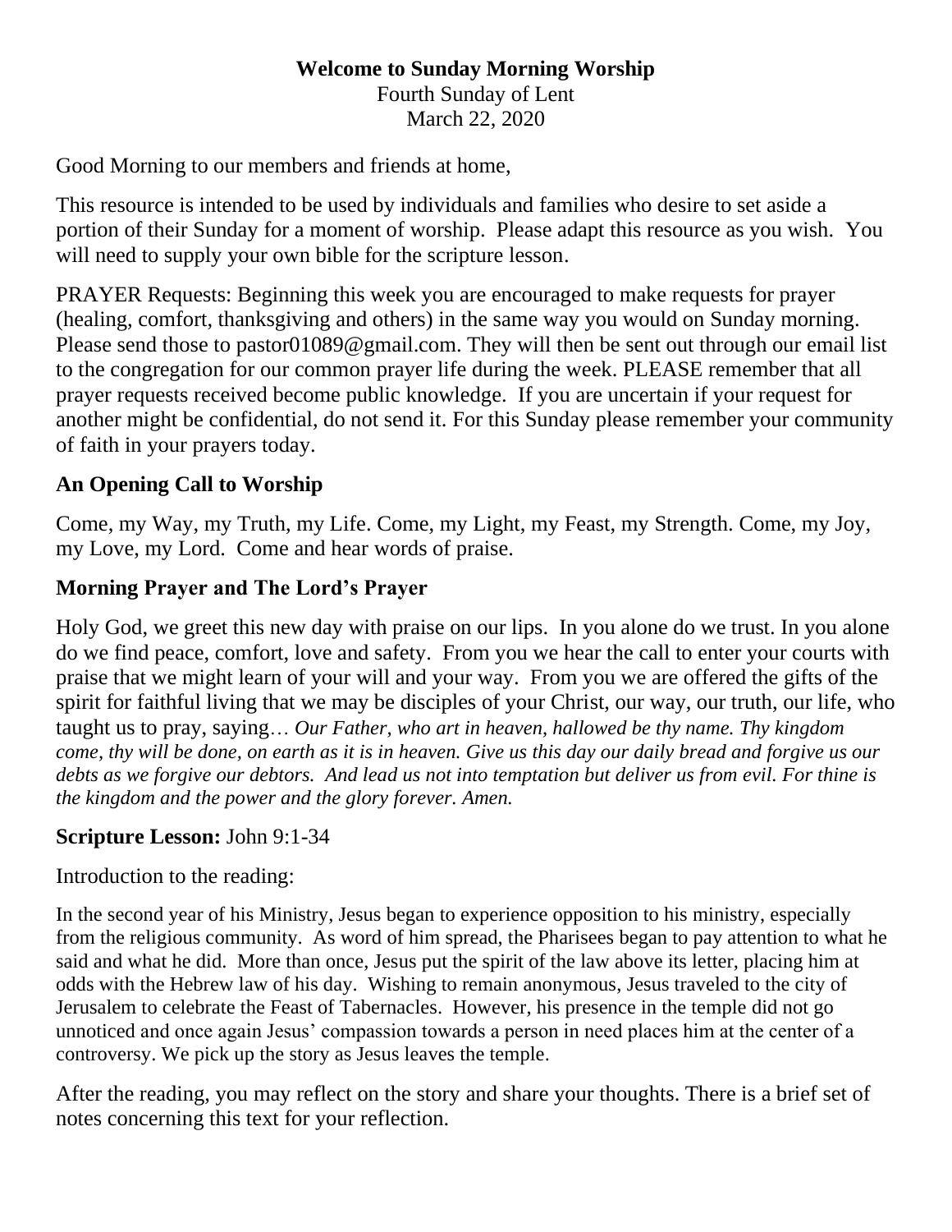# Welcome to Sunday Morning Worship

Fourth Sunday of Lent
March 22, 2020

Good Morning to our members and friends at home,

This resource is intended to be used by individuals and families who desire to set aside a portion of their Sunday for a moment of worship. Please adapt this resource as you wish. You will need to supply your own bible for the scripture lesson.

PRAYER Requests: Beginning this week you are encouraged to make requests for prayer (healing, comfort, thanksgiving and others) in the same way you would on Sunday morning. Please send those to pastor01089@gmail.com. They will then be sent out through our email list to the congregation for our common prayer life during the week. PLEASE remember that all prayer requests received become public knowledge. If you are uncertain if your request for another might be confidential, do not send it. For this Sunday please remember your community of faith in your prayers today.

## An Opening Call to Worship

Come, my Way, my Truth, my Life. Come, my Light, my Feast, my Strength. Come, my Joy, my Love, my Lord. Come and hear words of praise.

## Morning Prayer and The Lord's Prayer

Holy God, we greet this new day with praise on our lips. In you alone do we trust. In you alone do we find peace, comfort, love and safety. From you we hear the call to enter your courts with praise that we might learn of your will and your way. From you we are offered the gifts of the spirit for faithful living that we may be disciples of your Christ, our way, our truth, our life, who taught us to pray, saying… *Our Father, who art in heaven, hallowed be thy name. Thy kingdom come, thy will be done, on earth as it is in heaven. Give us this day our daily bread and forgive us our debts as we forgive our debtors. And lead us not into temptation but deliver us from evil. For thine is the kingdom and the power and the glory forever. Amen.*

## Scripture Lesson: John 9:1-34

Introduction to the reading:

In the second year of his Ministry, Jesus began to experience opposition to his ministry, especially from the religious community. As word of him spread, the Pharisees began to pay attention to what he said and what he did. More than once, Jesus put the spirit of the law above its letter, placing him at odds with the Hebrew law of his day. Wishing to remain anonymous, Jesus traveled to the city of Jerusalem to celebrate the Feast of Tabernacles. However, his presence in the temple did not go unnoticed and once again Jesus' compassion towards a person in need places him at the center of a controversy. We pick up the story as Jesus leaves the temple.

After the reading, you may reflect on the story and share your thoughts. There is a brief set of notes concerning this text for your reflection.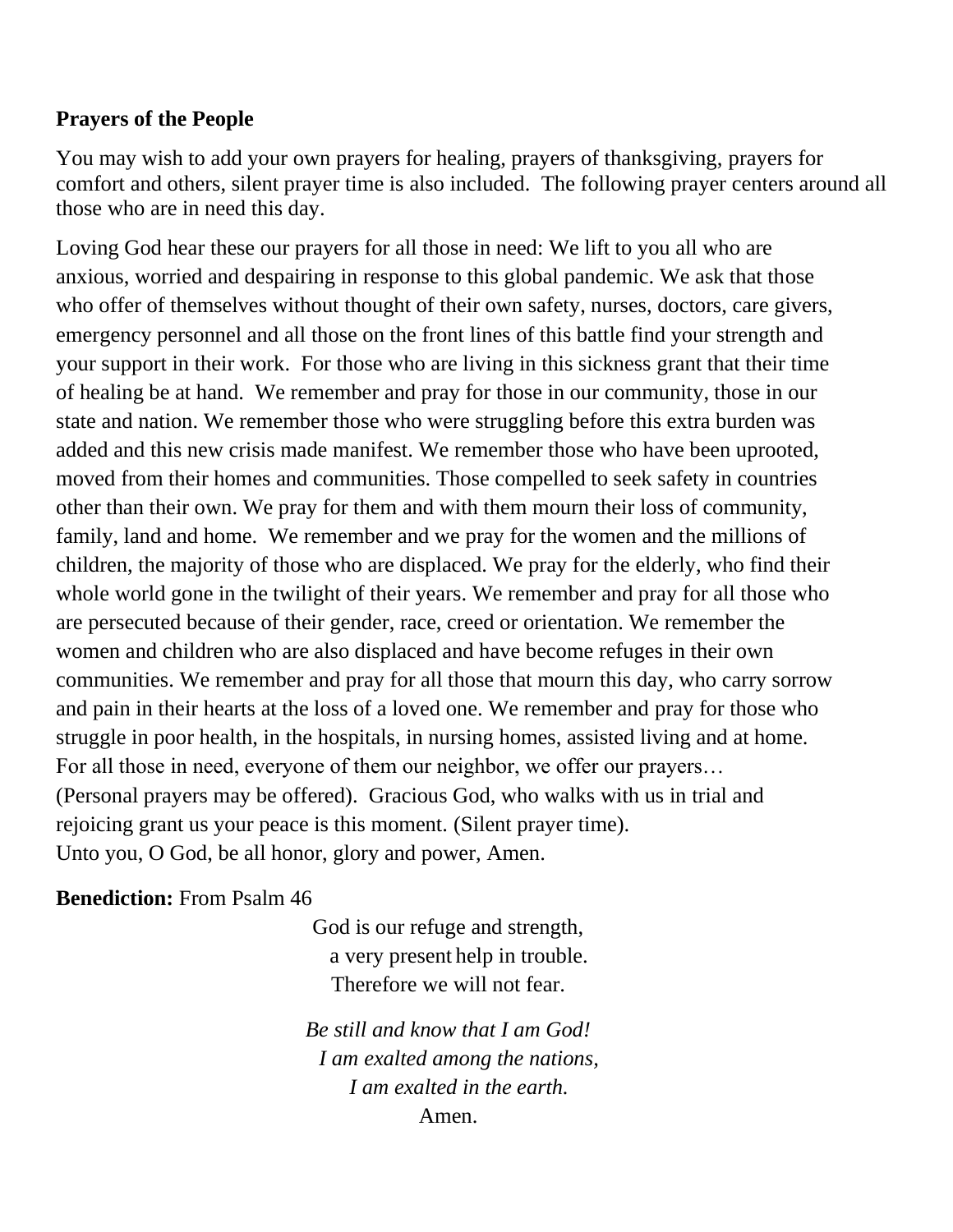**Prayers of the People**

You may wish to add your own prayers for healing, prayers of thanksgiving, prayers for comfort and others, silent prayer time is also included. The following prayer centers around all those who are in need this day.

Loving God hear these our prayers for all those in need: We lift to you all who are anxious, worried and despairing in response to this global pandemic. We ask that those who offer of themselves without thought of their own safety, nurses, doctors, care givers, emergency personnel and all those on the front lines of this battle find your strength and your support in their work. For those who are living in this sickness grant that their time of healing be at hand. We remember and pray for those in our community, those in our state and nation. We remember those who were struggling before this extra burden was added and this new crisis made manifest. We remember those who have been uprooted, moved from their homes and communities. Those compelled to seek safety in countries other than their own. We pray for them and with them mourn their loss of community, family, land and home. We remember and we pray for the women and the millions of children, the majority of those who are displaced. We pray for the elderly, who find their whole world gone in the twilight of their years. We remember and pray for all those who are persecuted because of their gender, race, creed or orientation. We remember the women and children who are also displaced and have become refuges in their own communities. We remember and pray for all those that mourn this day, who carry sorrow and pain in their hearts at the loss of a loved one. We remember and pray for those who struggle in poor health, in the hospitals, in nursing homes, assisted living and at home. For all those in need, everyone of them our neighbor, we offer our prayers… (Personal prayers may be offered). Gracious God, who walks with us in trial and rejoicing grant us your peace is this moment. (Silent prayer time).
Unto you, O God, be all honor, glory and power, Amen.

**Benediction:** From Psalm 46

God is our refuge and strength,
a very present help in trouble.
Therefore we will not fear.

*Be still and know that I am God!*
*I am exalted among the nations,*
*I am exalted in the earth.*
Amen.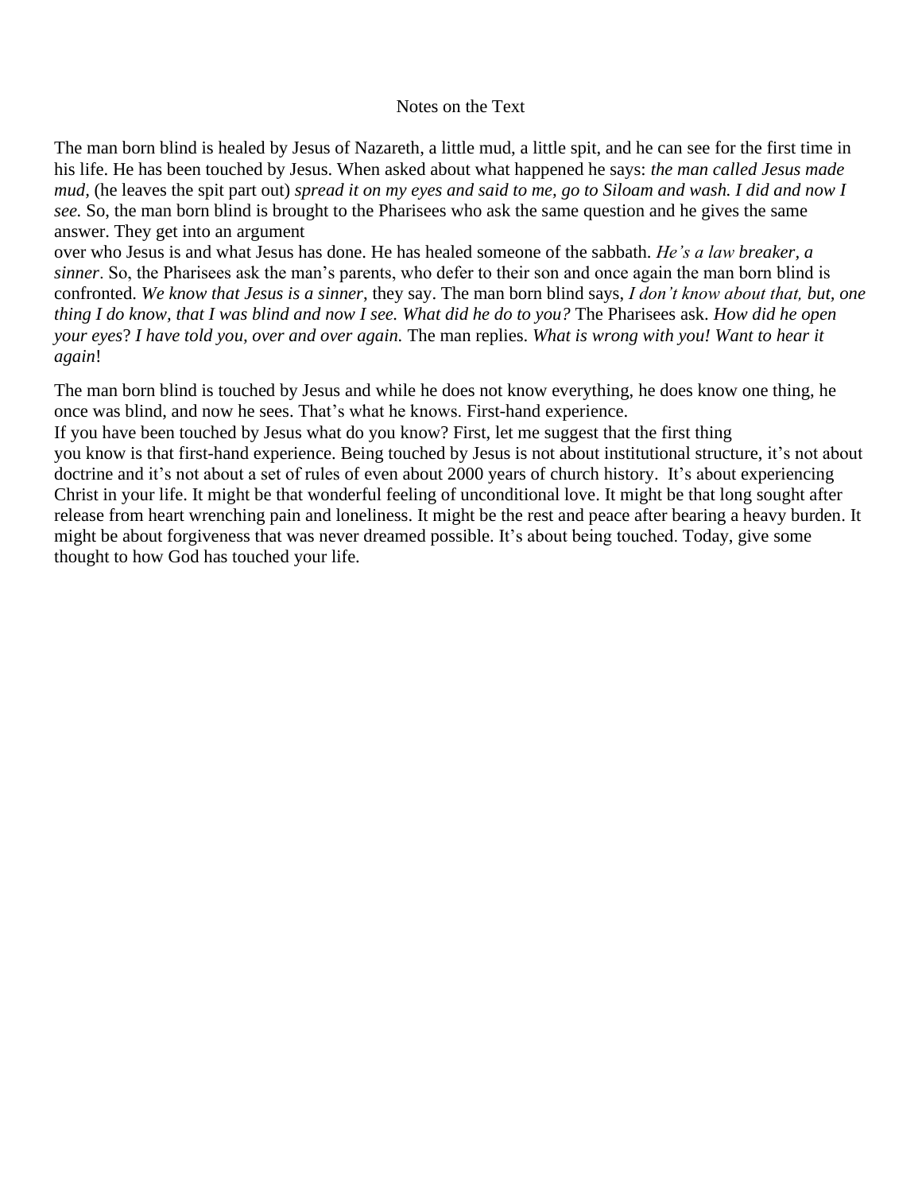Notes on the Text

The man born blind is healed by Jesus of Nazareth, a little mud, a little spit, and he can see for the first time in his life. He has been touched by Jesus. When asked about what happened he says: *the man called Jesus made mud,* (he leaves the spit part out) *spread it on my eyes and said to me, go to Siloam and wash. I did and now I see.* So, the man born blind is brought to the Pharisees who ask the same question and he gives the same answer. They get into an argument over who Jesus is and what Jesus has done. He has healed someone of the sabbath. *He's a law breaker, a sinner*. So, the Pharisees ask the man's parents, who defer to their son and once again the man born blind is confronted. *We know that Jesus is a sinner,* they say. The man born blind says, *I don't know about that, but, one thing I do know, that I was blind and now I see. What did he do to you?* The Pharisees ask. *How did he open your eyes*? *I have told you, over and over again.* The man replies. *What is wrong with you! Want to hear it again*!

The man born blind is touched by Jesus and while he does not know everything, he does know one thing, he once was blind, and now he sees. That's what he knows. First-hand experience.
If you have been touched by Jesus what do you know? First, let me suggest that the first thing you know is that first-hand experience. Being touched by Jesus is not about institutional structure, it's not about doctrine and it's not about a set of rules of even about 2000 years of church history. It's about experiencing Christ in your life. It might be that wonderful feeling of unconditional love. It might be that long sought after release from heart wrenching pain and loneliness. It might be the rest and peace after bearing a heavy burden. It might be about forgiveness that was never dreamed possible. It's about being touched. Today, give some thought to how God has touched your life.